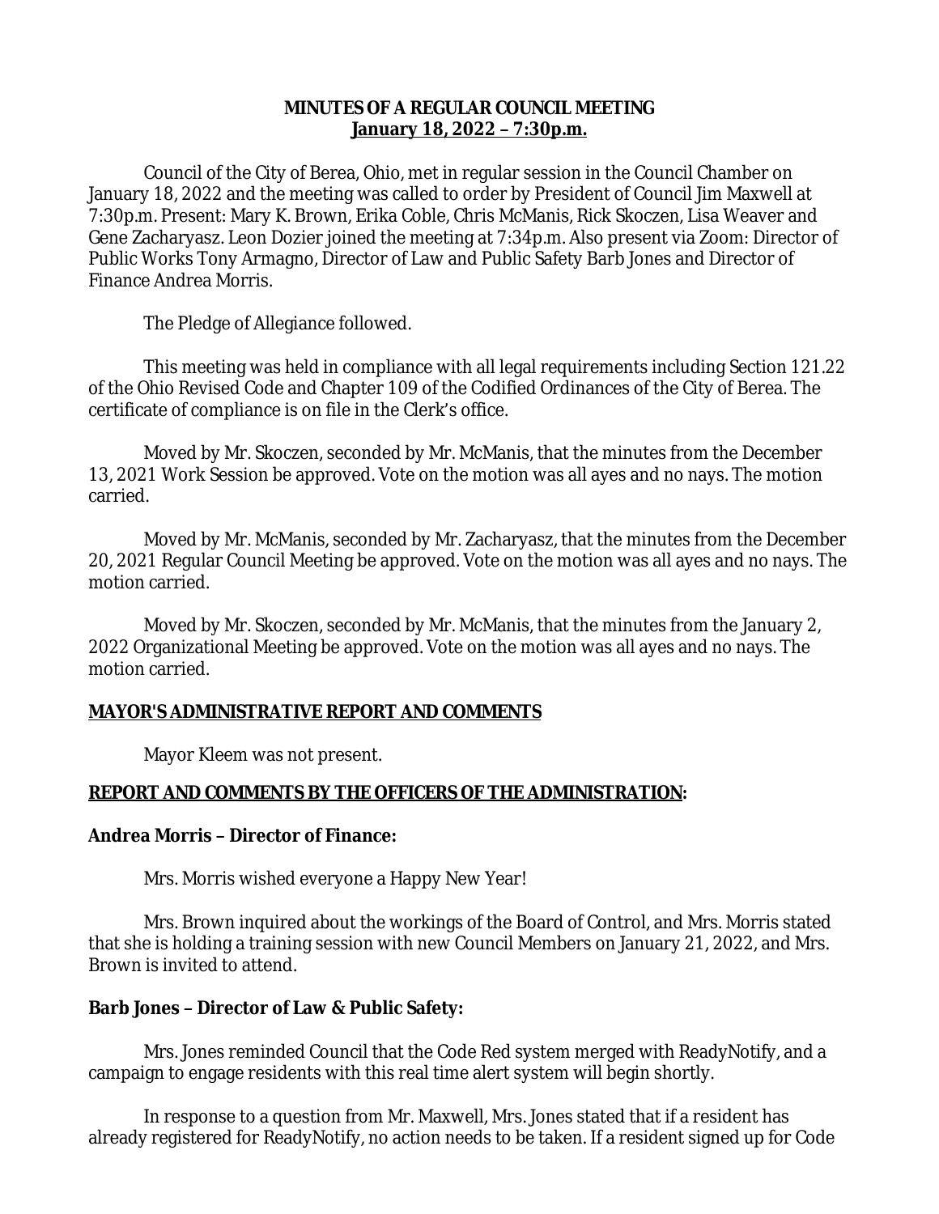**MINUTES OF A REGULAR COUNCIL MEETING**
**<u>January 18, 2022 – 7:30p.m.</u>**

Council of the City of Berea, Ohio, met in regular session in the Council Chamber on January 18, 2022 and the meeting was called to order by President of Council Jim Maxwell at 7:30p.m. Present: Mary K. Brown, Erika Coble, Chris McManis, Rick Skoczen, Lisa Weaver and Gene Zacharyasz. Leon Dozier joined the meeting at 7:34p.m. Also present via Zoom: Director of Public Works Tony Armagno, Director of Law and Public Safety Barb Jones and Director of Finance Andrea Morris.

The Pledge of Allegiance followed.

This meeting was held in compliance with all legal requirements including Section 121.22 of the Ohio Revised Code and Chapter 109 of the Codified Ordinances of the City of Berea. The certificate of compliance is on file in the Clerk's office.

Moved by Mr. Skoczen, seconded by Mr. McManis, that the minutes from the December 13, 2021 Work Session be approved. Vote on the motion was all ayes and no nays. The motion carried.

Moved by Mr. McManis, seconded by Mr. Zacharyasz, that the minutes from the December 20, 2021 Regular Council Meeting be approved. Vote on the motion was all ayes and no nays. The motion carried.

Moved by Mr. Skoczen, seconded by Mr. McManis, that the minutes from the January 2, 2022 Organizational Meeting be approved. Vote on the motion was all ayes and no nays. The motion carried.

**<u>MAYOR'S ADMINISTRATIVE REPORT AND COMMENTS</u>**

Mayor Kleem was not present.

**<u>REPORT AND COMMENTS BY THE OFFICERS OF THE ADMINISTRATION</u>:**

**Andrea Morris – Director of Finance:**

Mrs. Morris wished everyone a Happy New Year!

Mrs. Brown inquired about the workings of the Board of Control, and Mrs. Morris stated that she is holding a training session with new Council Members on January 21, 2022, and Mrs. Brown is invited to attend.

**Barb Jones – Director of Law & Public Safety:**

Mrs. Jones reminded Council that the Code Red system merged with ReadyNotify, and a campaign to engage residents with this real time alert system will begin shortly.

In response to a question from Mr. Maxwell, Mrs. Jones stated that if a resident has already registered for ReadyNotify, no action needs to be taken. If a resident signed up for Code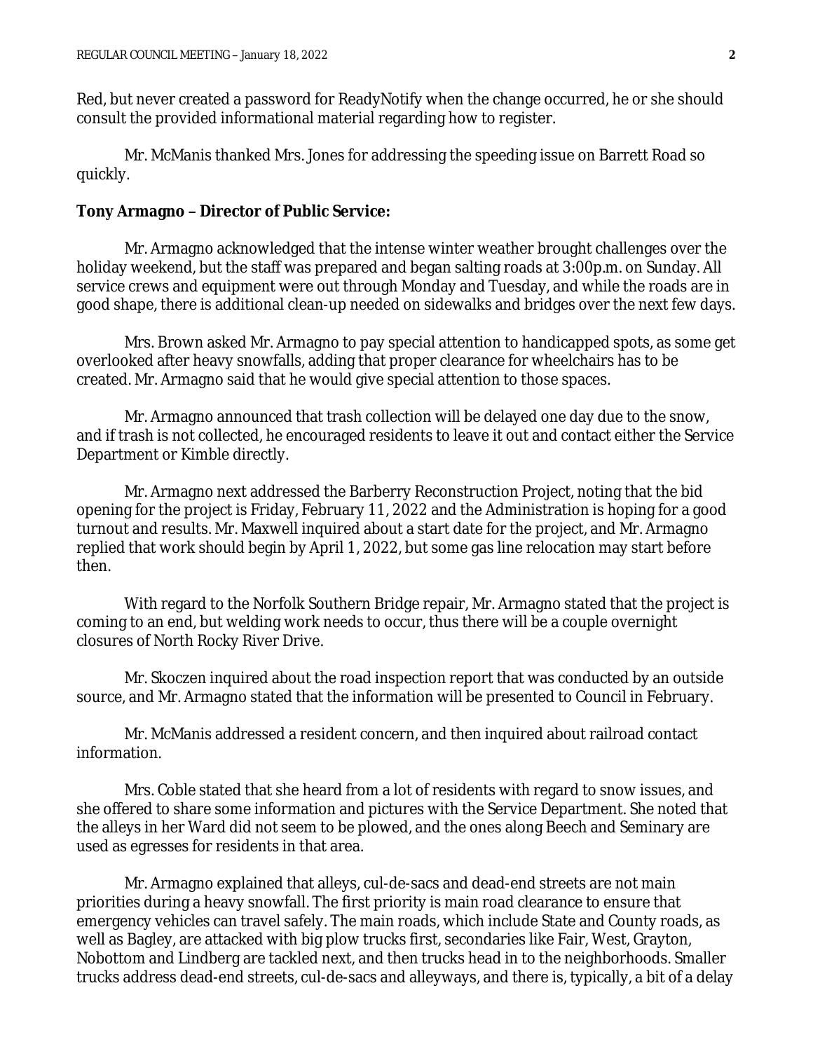Red, but never created a password for ReadyNotify when the change occurred, he or she should consult the provided informational material regarding how to register.

Mr. McManis thanked Mrs. Jones for addressing the speeding issue on Barrett Road so quickly.

**Tony Armagno – Director of Public Service:**

Mr. Armagno acknowledged that the intense winter weather brought challenges over the holiday weekend, but the staff was prepared and began salting roads at 3:00p.m. on Sunday. All service crews and equipment were out through Monday and Tuesday, and while the roads are in good shape, there is additional clean-up needed on sidewalks and bridges over the next few days.

Mrs. Brown asked Mr. Armagno to pay special attention to handicapped spots, as some get overlooked after heavy snowfalls, adding that proper clearance for wheelchairs has to be created. Mr. Armagno said that he would give special attention to those spaces.

Mr. Armagno announced that trash collection will be delayed one day due to the snow, and if trash is not collected, he encouraged residents to leave it out and contact either the Service Department or Kimble directly.

Mr. Armagno next addressed the Barberry Reconstruction Project, noting that the bid opening for the project is Friday, February 11, 2022 and the Administration is hoping for a good turnout and results. Mr. Maxwell inquired about a start date for the project, and Mr. Armagno replied that work should begin by April 1, 2022, but some gas line relocation may start before then.

With regard to the Norfolk Southern Bridge repair, Mr. Armagno stated that the project is coming to an end, but welding work needs to occur, thus there will be a couple overnight closures of North Rocky River Drive.

Mr. Skoczen inquired about the road inspection report that was conducted by an outside source, and Mr. Armagno stated that the information will be presented to Council in February.

Mr. McManis addressed a resident concern, and then inquired about railroad contact information.

Mrs. Coble stated that she heard from a lot of residents with regard to snow issues, and she offered to share some information and pictures with the Service Department. She noted that the alleys in her Ward did not seem to be plowed, and the ones along Beech and Seminary are used as egresses for residents in that area.

Mr. Armagno explained that alleys, cul-de-sacs and dead-end streets are not main priorities during a heavy snowfall. The first priority is main road clearance to ensure that emergency vehicles can travel safely. The main roads, which include State and County roads, as well as Bagley, are attacked with big plow trucks first, secondaries like Fair, West, Grayton, Nobottom and Lindberg are tackled next, and then trucks head in to the neighborhoods. Smaller trucks address dead-end streets, cul-de-sacs and alleyways, and there is, typically, a bit of a delay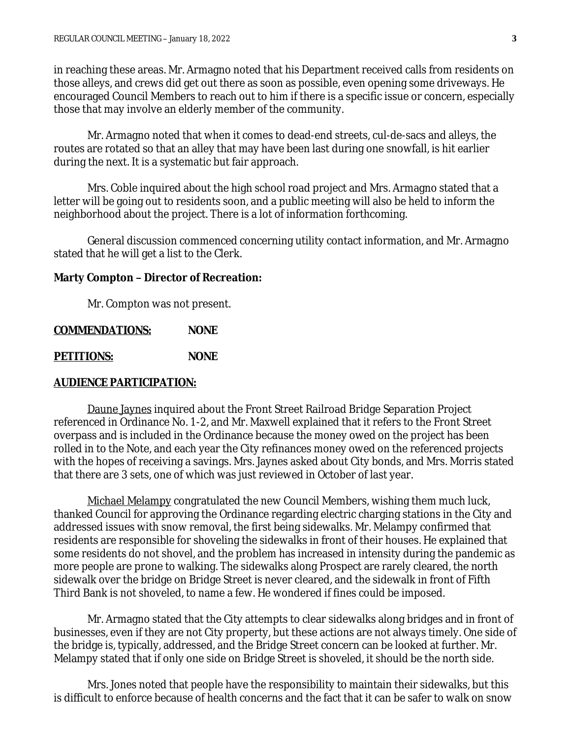in reaching these areas. Mr. Armagno noted that his Department received calls from residents on those alleys, and crews did get out there as soon as possible, even opening some driveways. He encouraged Council Members to reach out to him if there is a specific issue or concern, especially those that may involve an elderly member of the community.

Mr. Armagno noted that when it comes to dead-end streets, cul-de-sacs and alleys, the routes are rotated so that an alley that may have been last during one snowfall, is hit earlier during the next. It is a systematic but fair approach.

Mrs. Coble inquired about the high school road project and Mrs. Armagno stated that a letter will be going out to residents soon, and a public meeting will also be held to inform the neighborhood about the project. There is a lot of information forthcoming.

General discussion commenced concerning utility contact information, and Mr. Armagno stated that he will get a list to the Clerk.

**Marty Compton – Director of Recreation:**

Mr. Compton was not present.

**COMMENDATIONS:** **NONE**

**PETITIONS:** **NONE**

**AUDIENCE PARTICIPATION:**

Daune Jaynes inquired about the Front Street Railroad Bridge Separation Project referenced in Ordinance No. 1-2, and Mr. Maxwell explained that it refers to the Front Street overpass and is included in the Ordinance because the money owed on the project has been rolled in to the Note, and each year the City refinances money owed on the referenced projects with the hopes of receiving a savings. Mrs. Jaynes asked about City bonds, and Mrs. Morris stated that there are 3 sets, one of which was just reviewed in October of last year.

Michael Melampy congratulated the new Council Members, wishing them much luck, thanked Council for approving the Ordinance regarding electric charging stations in the City and addressed issues with snow removal, the first being sidewalks. Mr. Melampy confirmed that residents are responsible for shoveling the sidewalks in front of their houses. He explained that some residents do not shovel, and the problem has increased in intensity during the pandemic as more people are prone to walking. The sidewalks along Prospect are rarely cleared, the north sidewalk over the bridge on Bridge Street is never cleared, and the sidewalk in front of Fifth Third Bank is not shoveled, to name a few. He wondered if fines could be imposed.

Mr. Armagno stated that the City attempts to clear sidewalks along bridges and in front of businesses, even if they are not City property, but these actions are not always timely. One side of the bridge is, typically, addressed, and the Bridge Street concern can be looked at further. Mr. Melampy stated that if only one side on Bridge Street is shoveled, it should be the north side.

Mrs. Jones noted that people have the responsibility to maintain their sidewalks, but this is difficult to enforce because of health concerns and the fact that it can be safer to walk on snow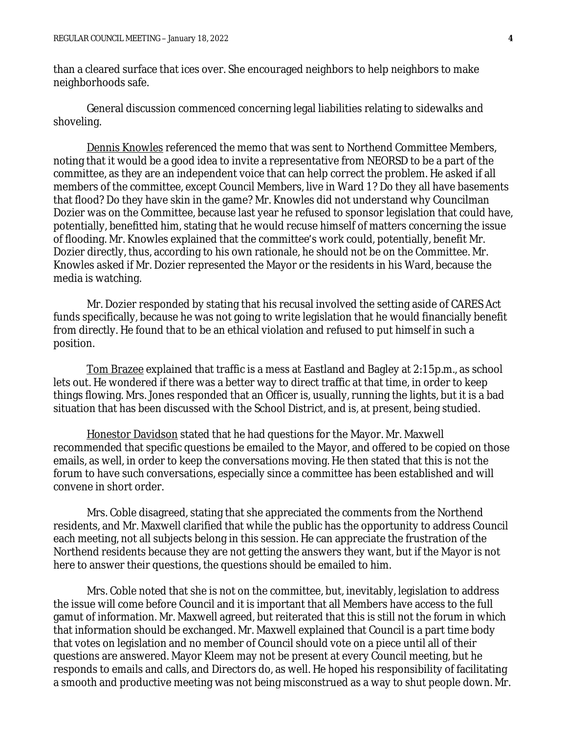than a cleared surface that ices over. She encouraged neighbors to help neighbors to make neighborhoods safe.

General discussion commenced concerning legal liabilities relating to sidewalks and shoveling.

Dennis Knowles referenced the memo that was sent to Northend Committee Members, noting that it would be a good idea to invite a representative from NEORSD to be a part of the committee, as they are an independent voice that can help correct the problem. He asked if all members of the committee, except Council Members, live in Ward 1? Do they all have basements that flood? Do they have skin in the game? Mr. Knowles did not understand why Councilman Dozier was on the Committee, because last year he refused to sponsor legislation that could have, potentially, benefitted him, stating that he would recuse himself of matters concerning the issue of flooding. Mr. Knowles explained that the committee's work could, potentially, benefit Mr. Dozier directly, thus, according to his own rationale, he should not be on the Committee. Mr. Knowles asked if Mr. Dozier represented the Mayor or the residents in his Ward, because the media is watching.

Mr. Dozier responded by stating that his recusal involved the setting aside of CARES Act funds specifically, because he was not going to write legislation that he would financially benefit from directly. He found that to be an ethical violation and refused to put himself in such a position.

Tom Brazee explained that traffic is a mess at Eastland and Bagley at 2:15p.m., as school lets out. He wondered if there was a better way to direct traffic at that time, in order to keep things flowing. Mrs. Jones responded that an Officer is, usually, running the lights, but it is a bad situation that has been discussed with the School District, and is, at present, being studied.

Honestor Davidson stated that he had questions for the Mayor. Mr. Maxwell recommended that specific questions be emailed to the Mayor, and offered to be copied on those emails, as well, in order to keep the conversations moving. He then stated that this is not the forum to have such conversations, especially since a committee has been established and will convene in short order.

Mrs. Coble disagreed, stating that she appreciated the comments from the Northend residents, and Mr. Maxwell clarified that while the public has the opportunity to address Council each meeting, not all subjects belong in this session. He can appreciate the frustration of the Northend residents because they are not getting the answers they want, but if the Mayor is not here to answer their questions, the questions should be emailed to him.

Mrs. Coble noted that she is not on the committee, but, inevitably, legislation to address the issue will come before Council and it is important that all Members have access to the full gamut of information. Mr. Maxwell agreed, but reiterated that this is still not the forum in which that information should be exchanged. Mr. Maxwell explained that Council is a part time body that votes on legislation and no member of Council should vote on a piece until all of their questions are answered. Mayor Kleem may not be present at every Council meeting, but he responds to emails and calls, and Directors do, as well. He hoped his responsibility of facilitating a smooth and productive meeting was not being misconstrued as a way to shut people down. Mr.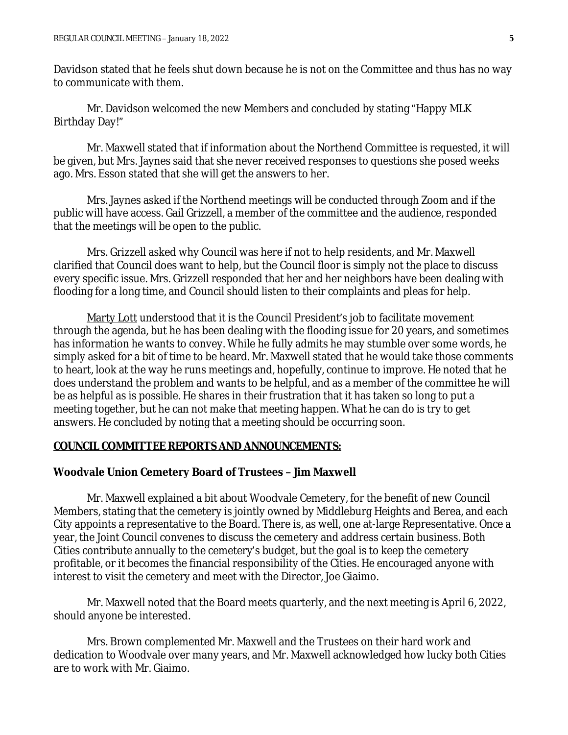Davidson stated that he feels shut down because he is not on the Committee and thus has no way to communicate with them.

Mr. Davidson welcomed the new Members and concluded by stating "Happy MLK Birthday Day!"

Mr. Maxwell stated that if information about the Northend Committee is requested, it will be given, but Mrs. Jaynes said that she never received responses to questions she posed weeks ago. Mrs. Esson stated that she will get the answers to her.

Mrs. Jaynes asked if the Northend meetings will be conducted through Zoom and if the public will have access. Gail Grizzell, a member of the committee and the audience, responded that the meetings will be open to the public.

<u>Mrs. Grizzell</u> asked why Council was here if not to help residents, and Mr. Maxwell clarified that Council does want to help, but the Council floor is simply not the place to discuss every specific issue. Mrs. Grizzell responded that her and her neighbors have been dealing with flooding for a long time, and Council should listen to their complaints and pleas for help.

<u>Marty Lott</u> understood that it is the Council President's job to facilitate movement through the agenda, but he has been dealing with the flooding issue for 20 years, and sometimes has information he wants to convey. While he fully admits he may stumble over some words, he simply asked for a bit of time to be heard. Mr. Maxwell stated that he would take those comments to heart, look at the way he runs meetings and, hopefully, continue to improve. He noted that he does understand the problem and wants to be helpful, and as a member of the committee he will be as helpful as is possible. He shares in their frustration that it has taken so long to put a meeting together, but he can not make that meeting happen. What he can do is try to get answers. He concluded by noting that a meeting should be occurring soon.

## <u>COUNCIL COMMITTEE REPORTS AND ANNOUNCEMENTS:</u>

### Woodvale Union Cemetery Board of Trustees – Jim Maxwell

Mr. Maxwell explained a bit about Woodvale Cemetery, for the benefit of new Council Members, stating that the cemetery is jointly owned by Middleburg Heights and Berea, and each City appoints a representative to the Board. There is, as well, one at-large Representative. Once a year, the Joint Council convenes to discuss the cemetery and address certain business. Both Cities contribute annually to the cemetery's budget, but the goal is to keep the cemetery profitable, or it becomes the financial responsibility of the Cities. He encouraged anyone with interest to visit the cemetery and meet with the Director, Joe Giaimo.

Mr. Maxwell noted that the Board meets quarterly, and the next meeting is April 6, 2022, should anyone be interested.

Mrs. Brown complemented Mr. Maxwell and the Trustees on their hard work and dedication to Woodvale over many years, and Mr. Maxwell acknowledged how lucky both Cities are to work with Mr. Giaimo.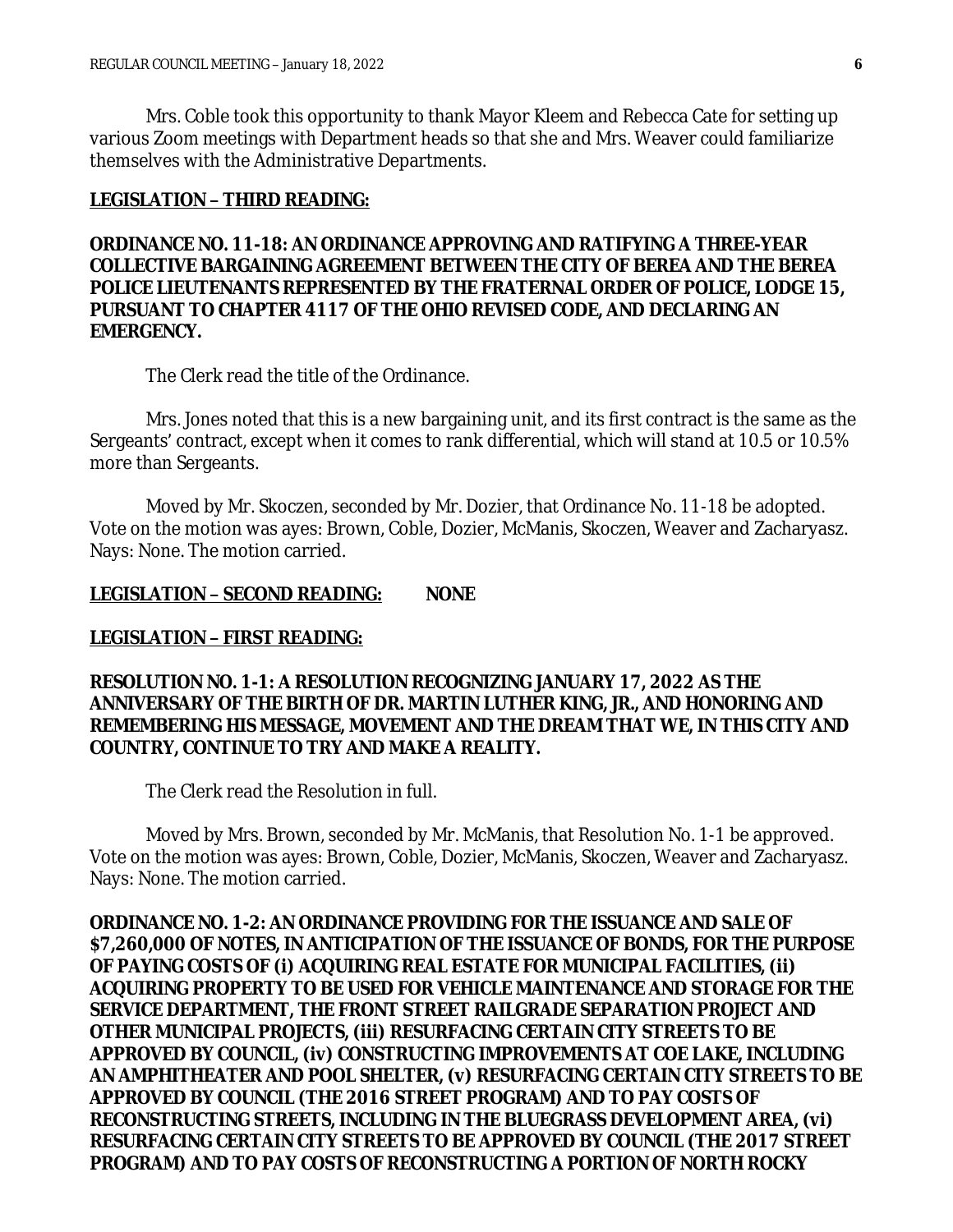Mrs. Coble took this opportunity to thank Mayor Kleem and Rebecca Cate for setting up various Zoom meetings with Department heads so that she and Mrs. Weaver could familiarize themselves with the Administrative Departments.

**LEGISLATION – THIRD READING:**

**ORDINANCE NO. 11-18: AN ORDINANCE APPROVING AND RATIFYING A THREE-YEAR COLLECTIVE BARGAINING AGREEMENT BETWEEN THE CITY OF BEREA AND THE BEREA POLICE LIEUTENANTS REPRESENTED BY THE FRATERNAL ORDER OF POLICE, LODGE 15, PURSUANT TO CHAPTER 4117 OF THE OHIO REVISED CODE, AND DECLARING AN EMERGENCY.**

The Clerk read the title of the Ordinance.

Mrs. Jones noted that this is a new bargaining unit, and its first contract is the same as the Sergeants' contract, except when it comes to rank differential, which will stand at 10.5 or 10.5% more than Sergeants.

Moved by Mr. Skoczen, seconded by Mr. Dozier, that Ordinance No. 11-18 be adopted. Vote on the motion was ayes: Brown, Coble, Dozier, McManis, Skoczen, Weaver and Zacharyasz. Nays: None. The motion carried.

**LEGISLATION – SECOND READING: NONE**

**LEGISLATION – FIRST READING:**

**RESOLUTION NO. 1-1: A RESOLUTION RECOGNIZING JANUARY 17, 2022 AS THE ANNIVERSARY OF THE BIRTH OF DR. MARTIN LUTHER KING, JR., AND HONORING AND REMEMBERING HIS MESSAGE, MOVEMENT AND THE DREAM THAT WE, IN THIS CITY AND COUNTRY, CONTINUE TO TRY AND MAKE A REALITY.**

The Clerk read the Resolution in full.

Moved by Mrs. Brown, seconded by Mr. McManis, that Resolution No. 1-1 be approved. Vote on the motion was ayes: Brown, Coble, Dozier, McManis, Skoczen, Weaver and Zacharyasz. Nays: None. The motion carried.

**ORDINANCE NO. 1-2: AN ORDINANCE PROVIDING FOR THE ISSUANCE AND SALE OF $7,260,000 OF NOTES, IN ANTICIPATION OF THE ISSUANCE OF BONDS, FOR THE PURPOSE OF PAYING COSTS OF (i) ACQUIRING REAL ESTATE FOR MUNICIPAL FACILITIES, (ii) ACQUIRING PROPERTY TO BE USED FOR VEHICLE MAINTENANCE AND STORAGE FOR THE SERVICE DEPARTMENT, THE FRONT STREET RAILGRADE SEPARATION PROJECT AND OTHER MUNICIPAL PROJECTS, (iii) RESURFACING CERTAIN CITY STREETS TO BE APPROVED BY COUNCIL, (iv) CONSTRUCTING IMPROVEMENTS AT COE LAKE, INCLUDING AN AMPHITHEATER AND POOL SHELTER, (v) RESURFACING CERTAIN CITY STREETS TO BE APPROVED BY COUNCIL (THE 2016 STREET PROGRAM) AND TO PAY COSTS OF RECONSTRUCTING STREETS, INCLUDING IN THE BLUEGRASS DEVELOPMENT AREA, (vi) RESURFACING CERTAIN CITY STREETS TO BE APPROVED BY COUNCIL (THE 2017 STREET PROGRAM) AND TO PAY COSTS OF RECONSTRUCTING A PORTION OF NORTH ROCKY**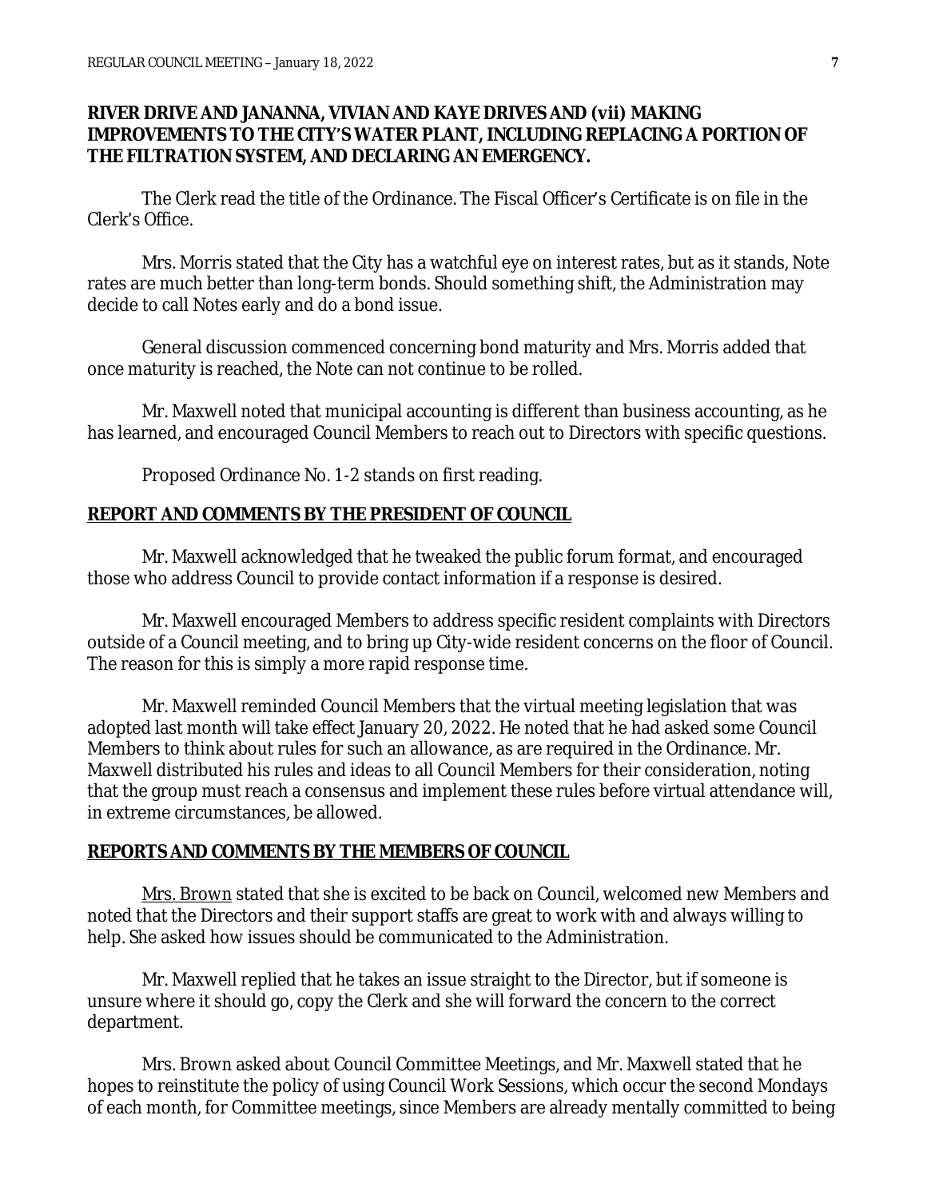**RIVER DRIVE AND JANANNA, VIVIAN AND KAYE DRIVES AND (vii) MAKING IMPROVEMENTS TO THE CITY'S WATER PLANT, INCLUDING REPLACING A PORTION OF THE FILTRATION SYSTEM, AND DECLARING AN EMERGENCY.**

The Clerk read the title of the Ordinance. The Fiscal Officer's Certificate is on file in the Clerk's Office.

Mrs. Morris stated that the City has a watchful eye on interest rates, but as it stands, Note rates are much better than long-term bonds. Should something shift, the Administration may decide to call Notes early and do a bond issue.

General discussion commenced concerning bond maturity and Mrs. Morris added that once maturity is reached, the Note can not continue to be rolled.

Mr. Maxwell noted that municipal accounting is different than business accounting, as he has learned, and encouraged Council Members to reach out to Directors with specific questions.

Proposed Ordinance No. 1-2 stands on first reading.

## REPORT AND COMMENTS BY THE PRESIDENT OF COUNCIL

Mr. Maxwell acknowledged that he tweaked the public forum format, and encouraged those who address Council to provide contact information if a response is desired.

Mr. Maxwell encouraged Members to address specific resident complaints with Directors outside of a Council meeting, and to bring up City-wide resident concerns on the floor of Council. The reason for this is simply a more rapid response time.

Mr. Maxwell reminded Council Members that the virtual meeting legislation that was adopted last month will take effect January 20, 2022. He noted that he had asked some Council Members to think about rules for such an allowance, as are required in the Ordinance. Mr. Maxwell distributed his rules and ideas to all Council Members for their consideration, noting that the group must reach a consensus and implement these rules before virtual attendance will, in extreme circumstances, be allowed.

## REPORTS AND COMMENTS BY THE MEMBERS OF COUNCIL

Mrs. Brown stated that she is excited to be back on Council, welcomed new Members and noted that the Directors and their support staffs are great to work with and always willing to help. She asked how issues should be communicated to the Administration.

Mr. Maxwell replied that he takes an issue straight to the Director, but if someone is unsure where it should go, copy the Clerk and she will forward the concern to the correct department.

Mrs. Brown asked about Council Committee Meetings, and Mr. Maxwell stated that he hopes to reinstitute the policy of using Council Work Sessions, which occur the second Mondays of each month, for Committee meetings, since Members are already mentally committed to being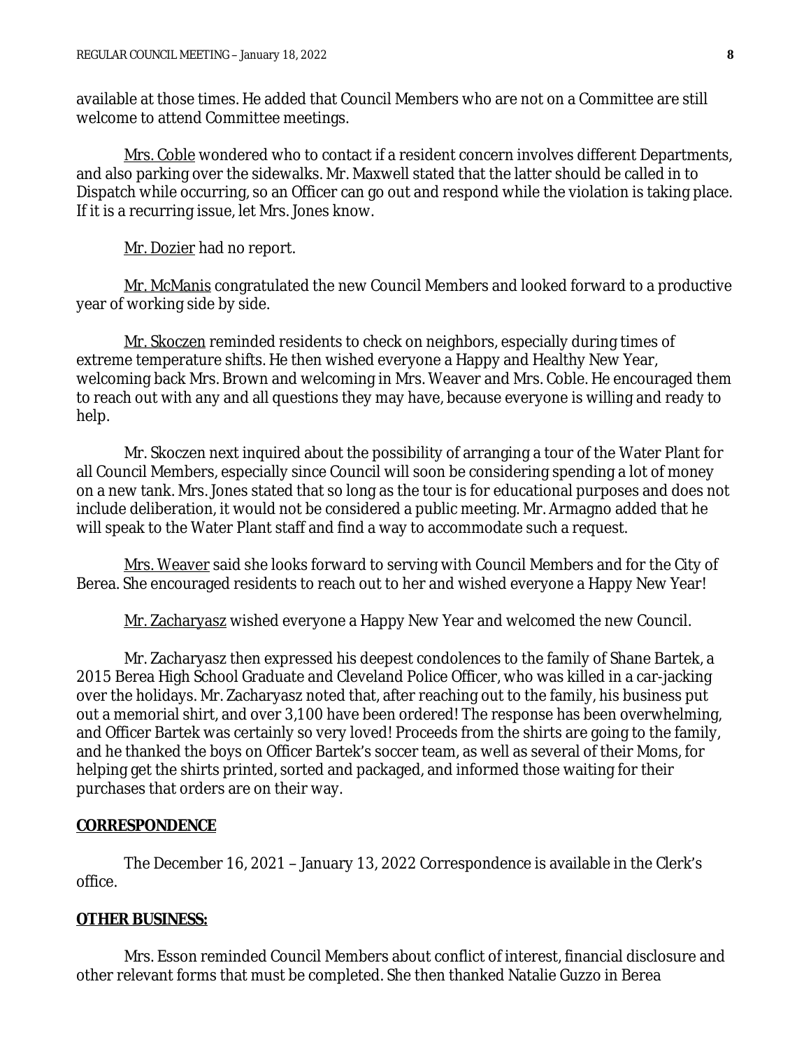available at those times. He added that Council Members who are not on a Committee are still welcome to attend Committee meetings.

<u>Mrs. Coble</u> wondered who to contact if a resident concern involves different Departments, and also parking over the sidewalks. Mr. Maxwell stated that the latter should be called in to Dispatch while occurring, so an Officer can go out and respond while the violation is taking place. If it is a recurring issue, let Mrs. Jones know.

<u>Mr. Dozier</u> had no report.

<u>Mr. McManis</u> congratulated the new Council Members and looked forward to a productive year of working side by side.

<u>Mr. Skoczen</u> reminded residents to check on neighbors, especially during times of extreme temperature shifts. He then wished everyone a Happy and Healthy New Year, welcoming back Mrs. Brown and welcoming in Mrs. Weaver and Mrs. Coble. He encouraged them to reach out with any and all questions they may have, because everyone is willing and ready to help.

Mr. Skoczen next inquired about the possibility of arranging a tour of the Water Plant for all Council Members, especially since Council will soon be considering spending a lot of money on a new tank. Mrs. Jones stated that so long as the tour is for educational purposes and does not include deliberation, it would not be considered a public meeting. Mr. Armagno added that he will speak to the Water Plant staff and find a way to accommodate such a request.

<u>Mrs. Weaver</u> said she looks forward to serving with Council Members and for the City of Berea. She encouraged residents to reach out to her and wished everyone a Happy New Year!

<u>Mr. Zacharyasz</u> wished everyone a Happy New Year and welcomed the new Council.

Mr. Zacharyasz then expressed his deepest condolences to the family of Shane Bartek, a 2015 Berea High School Graduate and Cleveland Police Officer, who was killed in a car-jacking over the holidays. Mr. Zacharyasz noted that, after reaching out to the family, his business put out a memorial shirt, and over 3,100 have been ordered! The response has been overwhelming, and Officer Bartek was certainly so very loved! Proceeds from the shirts are going to the family, and he thanked the boys on Officer Bartek's soccer team, as well as several of their Moms, for helping get the shirts printed, sorted and packaged, and informed those waiting for their purchases that orders are on their way.

**<u>CORRESPONDENCE</u>**

The December 16, 2021 – January 13, 2022 Correspondence is available in the Clerk's office.

**<u>OTHER BUSINESS:</u>**

Mrs. Esson reminded Council Members about conflict of interest, financial disclosure and other relevant forms that must be completed. She then thanked Natalie Guzzo in Berea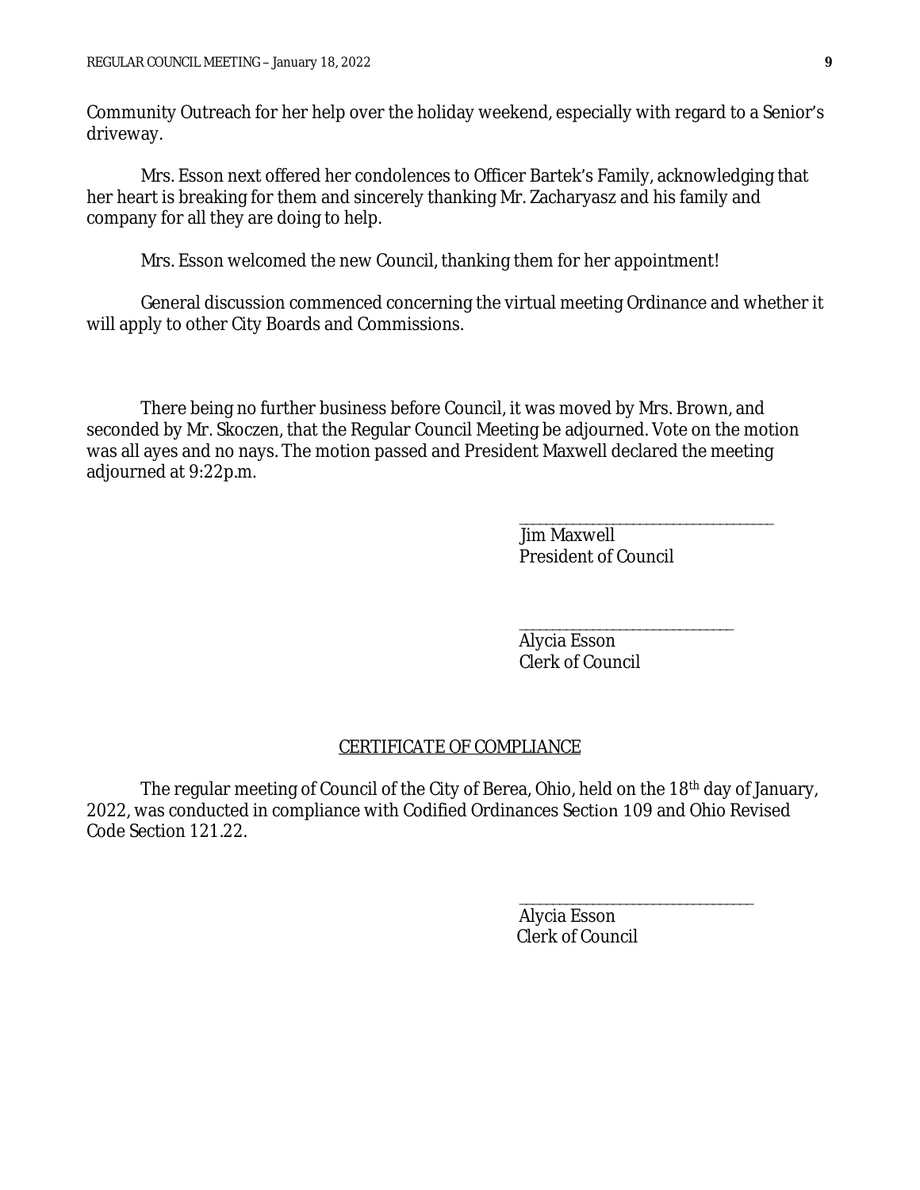Community Outreach for her help over the holiday weekend, especially with regard to a Senior's driveway.

Mrs. Esson next offered her condolences to Officer Bartek's Family, acknowledging that her heart is breaking for them and sincerely thanking Mr. Zacharyasz and his family and company for all they are doing to help.

Mrs. Esson welcomed the new Council, thanking them for her appointment!

General discussion commenced concerning the virtual meeting Ordinance and whether it will apply to other City Boards and Commissions.

There being no further business before Council, it was moved by Mrs. Brown, and seconded by Mr. Skoczen, that the Regular Council Meeting be adjourned. Vote on the motion was all ayes and no nays. The motion passed and President Maxwell declared the meeting adjourned at 9:22p.m.

\_\_\_\_\_\_\_\_\_\_\_\_\_\_\_\_\_\_\_\_\_\_\_\_\_\_\_\_\_\_\_\_\_\_\_\_
Jim Maxwell
President of Council

\_\_\_\_\_\_\_\_\_\_\_\_\_\_\_\_\_\_\_\_\_\_\_\_\_\_\_\_\_\_\_\_\_\_\_\_
Alycia Esson
Clerk of Council

## CERTIFICATE OF COMPLIANCE

The regular meeting of Council of the City of Berea, Ohio, held on the 18th day of January, 2022, was conducted in compliance with Codified Ordinances Section 109 and Ohio Revised Code Section 121.22.

\_\_\_\_\_\_\_\_\_\_\_\_\_\_\_\_\_\_\_\_\_\_\_\_\_\_\_\_\_\_\_\_\_\_\_\_
Alycia Esson
Clerk of Council